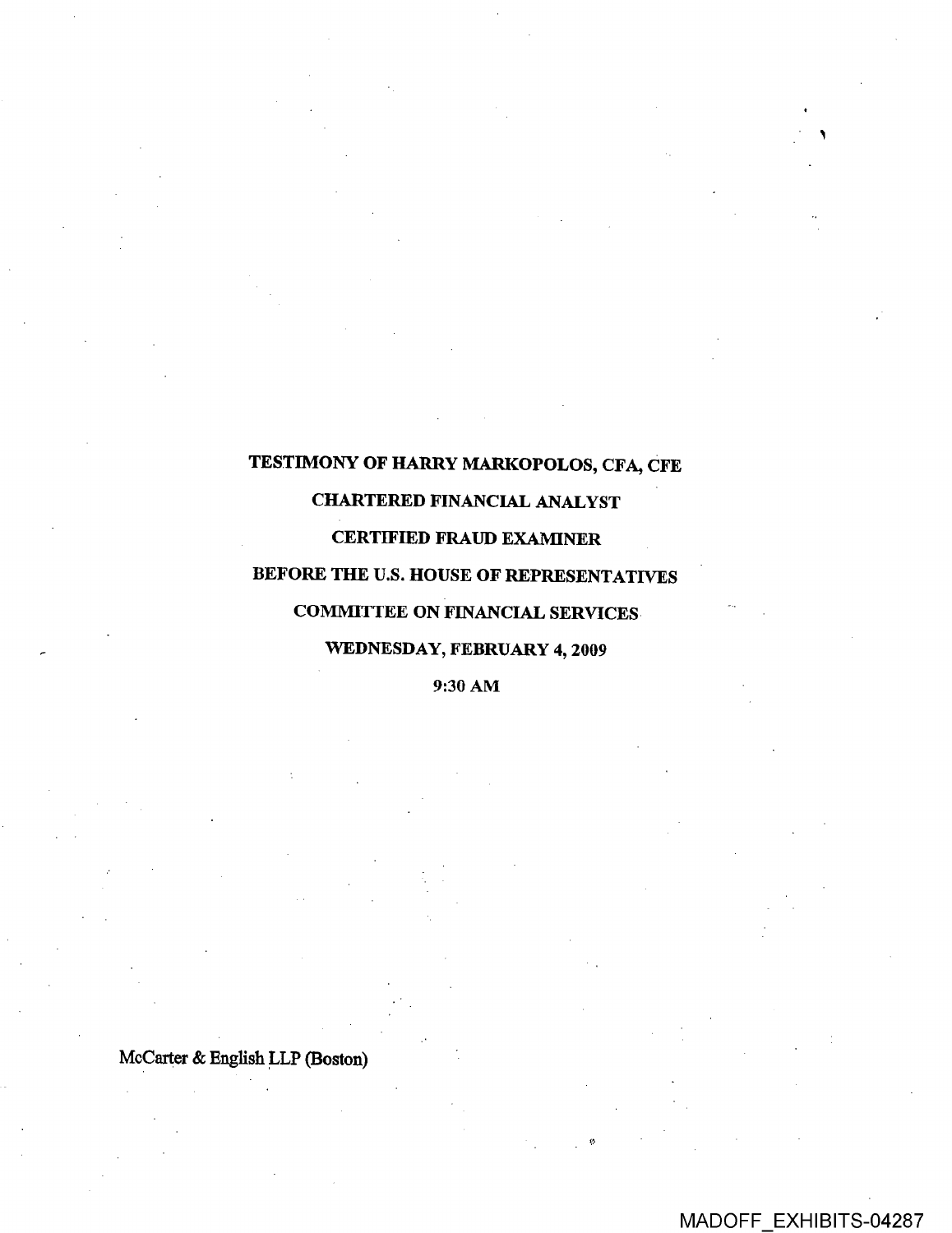**TESTIMONY OF HARRY MARKOPOLOS, CFA, CFE**

**CHARTERED FINANCIAL ANALYST**

**CERTIFIED FRAUD EXAMINER**

**BEFORE THE U.S. HOUSE OF REPRESENTATIVES**

**COMMITTEE ON FINANCIAL SERVICES**

**WEDNESDAY, FEBRUARY 4, 2009**

**9:30 AM**

McCarter & English LLP (Boston)

MADOFF_EXHIBITS-04287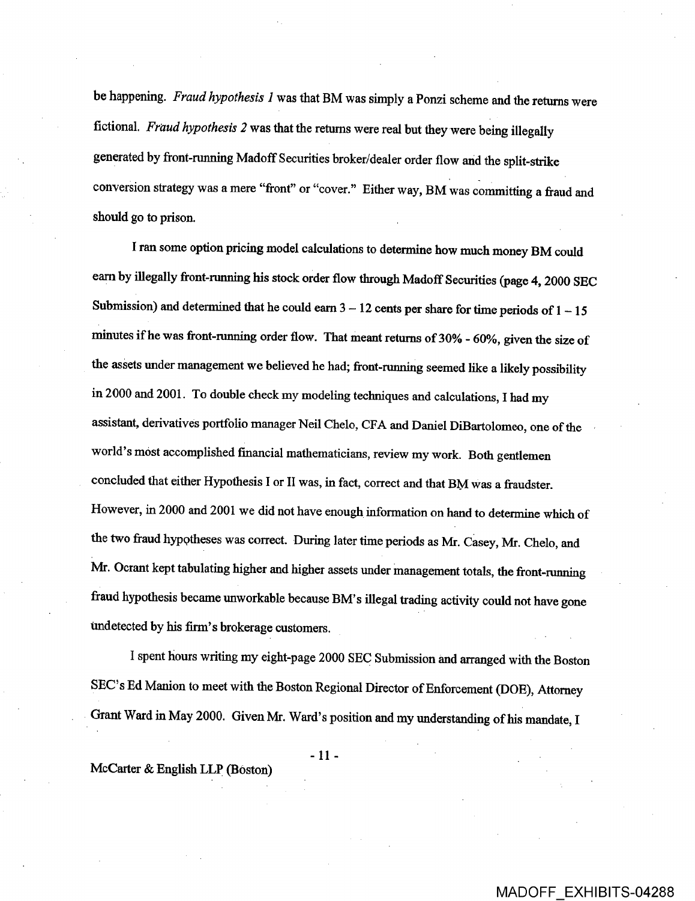be happening. *Fraud hypothesis 1* was that BM was simply a Ponzi scheme and the returns were fictional. *Fraud hypothesis 2* was that the returns were real but they were being illegally generated by front-running Madoff Securities broker/dealer order flow and the split-strike conversion strategy was a mere "front" or "cover." Either way, BM was committing a fraud and should go to prison.

I ran some option pricing model calculations to determine how much money BM could earn by illegally front-running his stock order flow through Madoff Securities (page 4, 2000 SEC Submission) and determined that he could earn 3 – 12 cents per share for time periods of 1 – 15 minutes if he was front-running order flow. That meant returns of 30% - 60%, given the size of the assets under management we believed he had; front-running seemed like a likely possibility in 2000 and 2001. To double check my modeling techniques and calculations, I had my assistant, derivatives portfolio manager Neil Chelo, CFA and Daniel DiBartolomeo, one of the world's most accomplished financial mathematicians, review my work. Both gentlemen concluded that either Hypothesis I or II was, in fact, correct and that BM was a fraudster. However, in 2000 and 2001 we did not have enough information on hand to determine which of the two fraud hypotheses was correct. During later time periods as Mr. Casey, Mr. Chelo, and Mr. Ocrant kept tabulating higher and higher assets under management totals, the front-running fraud hypothesis became unworkable because BM's illegal trading activity could not have gone undetected by his firm's brokerage customers.

I spent hours writing my eight-page 2000 SEC Submission and arranged with the Boston SEC's Ed Manion to meet with the Boston Regional Director of Enforcement (DOE), Attorney Grant Ward in May 2000. Given Mr. Ward's position and my understanding of his mandate, I

McCarter & English LLP (Boston)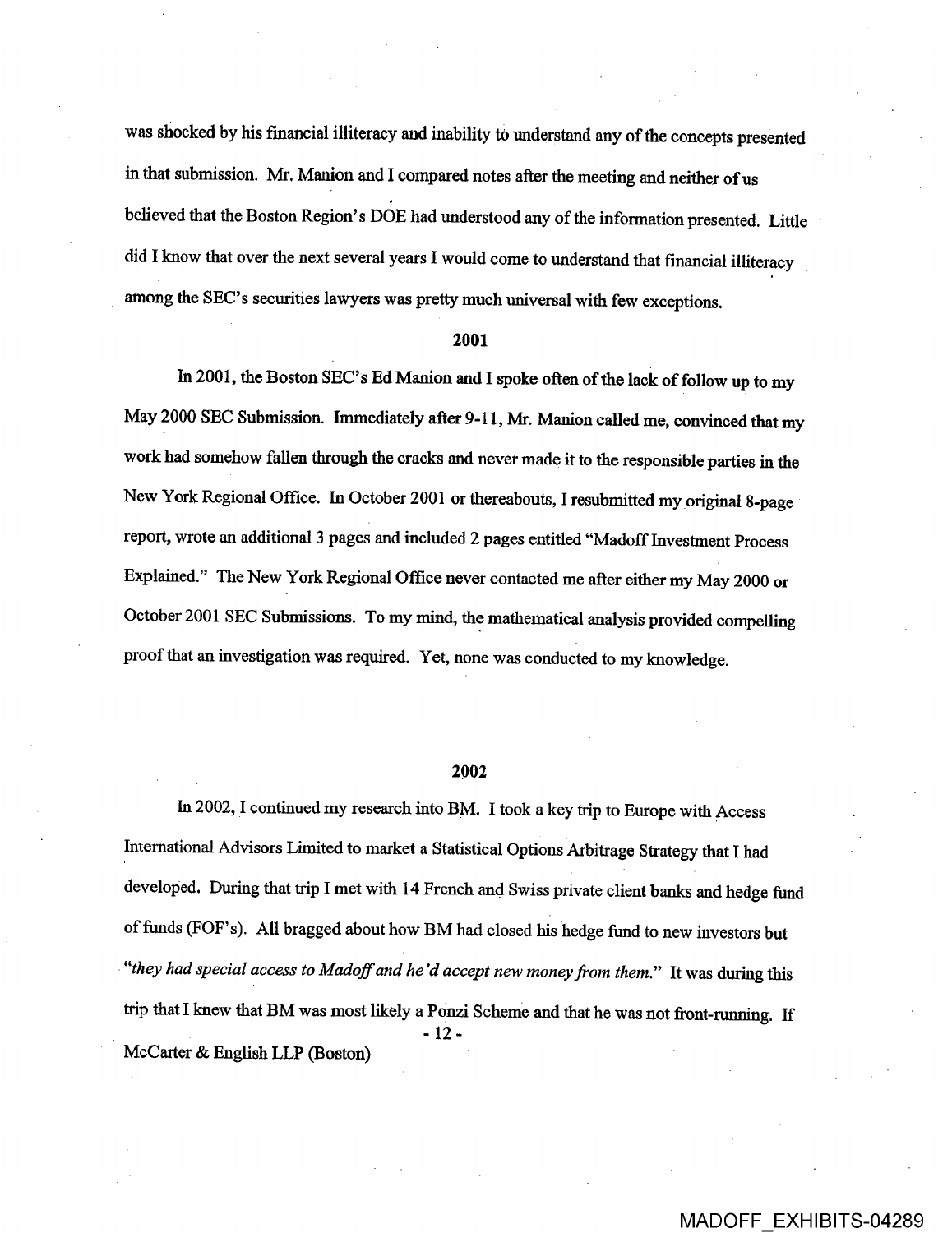was shocked by his financial illiteracy and inability to understand any of the concepts presented in that submission. Mr. Manion and I compared notes after the meeting and neither of us believed that the Boston Region's DOE had understood any of the information presented. Little did I know that over the next several years I would come to understand that financial illiteracy among the SEC's securities lawyers was pretty much universal with few exceptions.

## 2001

In 2001, the Boston SEC's Ed Manion and I spoke often of the lack of follow up to my May 2000 SEC Submission. Immediately after 9-11, Mr. Manion called me, convinced that my work had somehow fallen through the cracks and never made it to the responsible parties in the New York Regional Office. In October 2001 or thereabouts, I resubmitted my original 8-page report, wrote an additional 3 pages and included 2 pages entitled "Madoff Investment Process Explained." The New York Regional Office never contacted me after either my May 2000 or October 2001 SEC Submissions. To my mind, the mathematical analysis provided compelling proof that an investigation was required. Yet, none was conducted to my knowledge.

## 2002

In 2002, I continued my research into BM. I took a key trip to Europe with Access International Advisors Limited to market a Statistical Options Arbitrage Strategy that I had developed. During that trip I met with 14 French and Swiss private client banks and hedge fund of funds (FOF's). All bragged about how BM had closed his hedge fund to new investors but "*they had special access to Madoff and he'd accept new money from them.*" It was during this trip that I knew that BM was most likely a Ponzi Scheme and that he was not front-running. If

McCarter & English LLP (Boston)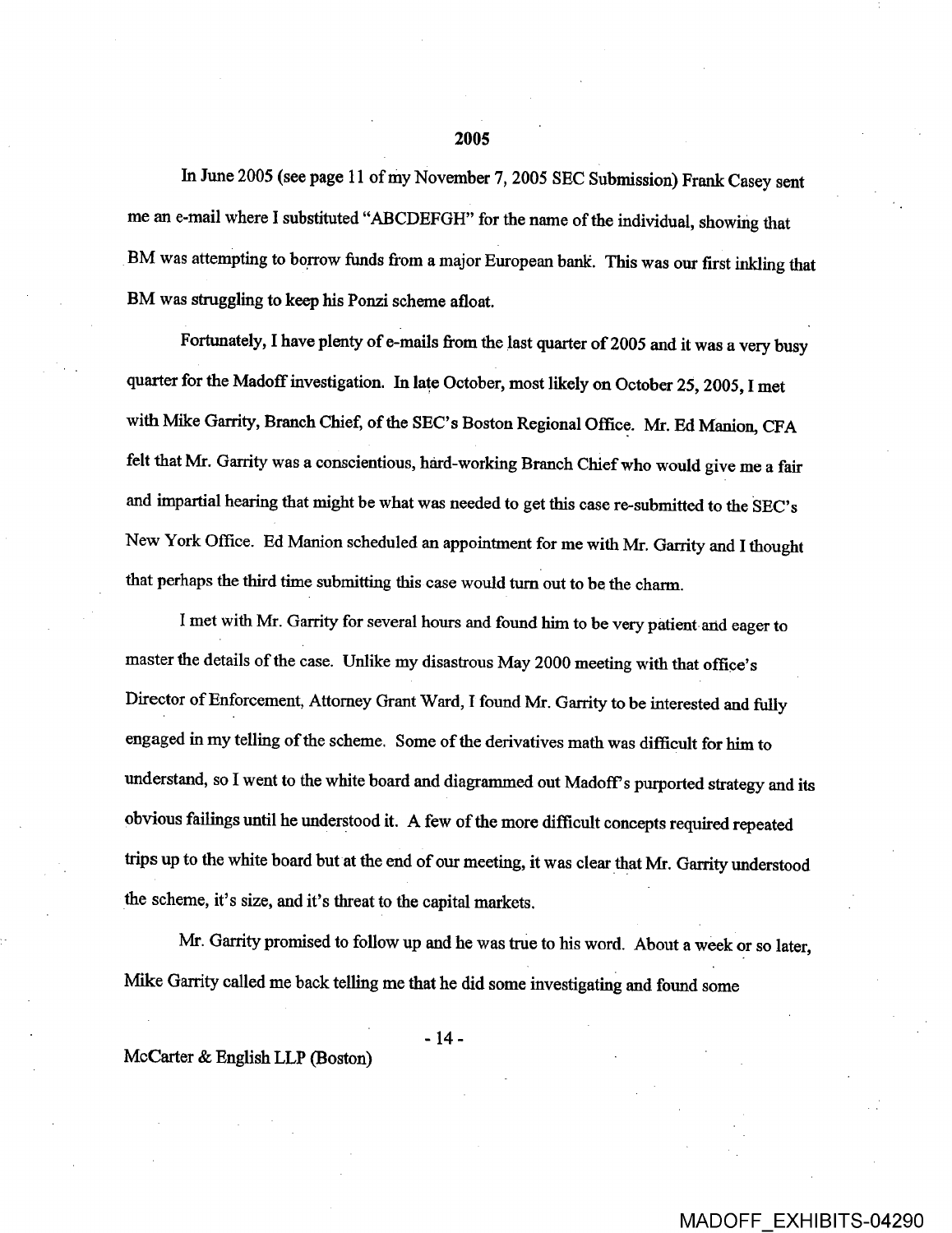## 2005

In June 2005 (see page 11 of my November 7, 2005 SEC Submission) Frank Casey sent me an e-mail where I substituted "ABCDEFGH" for the name of the individual, showing that BM was attempting to borrow funds from a major European bank. This was our first inkling that BM was struggling to keep his Ponzi scheme afloat.

Fortunately, I have plenty of e-mails from the last quarter of 2005 and it was a very busy quarter for the Madoff investigation. In late October, most likely on October 25, 2005, I met with Mike Garrity, Branch Chief, of the SEC's Boston Regional Office. Mr. Ed Manion, CFA felt that Mr. Garrity was a conscientious, hard-working Branch Chief who would give me a fair and impartial hearing that might be what was needed to get this case re-submitted to the SEC's New York Office. Ed Manion scheduled an appointment for me with Mr. Garrity and I thought that perhaps the third time submitting this case would turn out to be the charm.

I met with Mr. Garrity for several hours and found him to be very patient and eager to master the details of the case. Unlike my disastrous May 2000 meeting with that office's Director of Enforcement, Attorney Grant Ward, I found Mr. Garrity to be interested and fully engaged in my telling of the scheme. Some of the derivatives math was difficult for him to understand, so I went to the white board and diagrammed out Madoff's purported strategy and its obvious failings until he understood it. A few of the more difficult concepts required repeated trips up to the white board but at the end of our meeting, it was clear that Mr. Garrity understood the scheme, it's size, and it's threat to the capital markets.

Mr. Garrity promised to follow up and he was true to his word. About a week or so later, Mike Garrity called me back telling me that he did some investigating and found some

McCarter & English LLP (Boston)

MADOFF_EXHIBITS-04290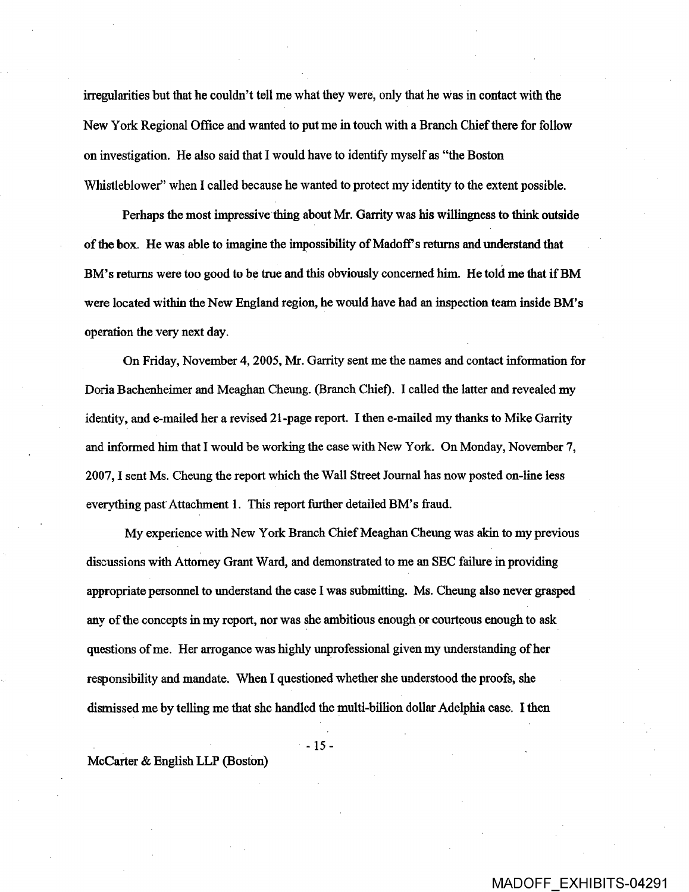irregularities but that he couldn't tell me what they were, only that he was in contact with the New York Regional Office and wanted to put me in touch with a Branch Chief there for follow on investigation. He also said that I would have to identify myself as "the Boston Whistleblower" when I called because he wanted to protect my identity to the extent possible.

Perhaps the most impressive thing about Mr. Garrity was his willingness to think outside of the box. He was able to imagine the impossibility of Madoff's returns and understand that BM's returns were too good to be true and this obviously concerned him. He told me that if BM were located within the New England region, he would have had an inspection team inside BM's operation the very next day.

On Friday, November 4, 2005, Mr. Garrity sent me the names and contact information for Doria Bachenheimer and Meaghan Cheung. (Branch Chief). I called the latter and revealed my identity, and e-mailed her a revised 21-page report. I then e-mailed my thanks to Mike Garrity and informed him that I would be working the case with New York. On Monday, November 7, 2007, I sent Ms. Cheung the report which the Wall Street Journal has now posted on-line less everything past Attachment 1. This report further detailed BM's fraud.

My experience with New York Branch Chief Meaghan Cheung was akin to my previous discussions with Attorney Grant Ward, and demonstrated to me an SEC failure in providing appropriate personnel to understand the case I was submitting. Ms. Cheung also never grasped any of the concepts in my report, nor was she ambitious enough or courteous enough to ask questions of me. Her arrogance was highly unprofessional given my understanding of her responsibility and mandate. When I questioned whether she understood the proofs, she dismissed me by telling me that she handled the multi-billion dollar Adelphia case. I then

McCarter & English LLP (Boston)

MADOFF_EXHIBITS-04291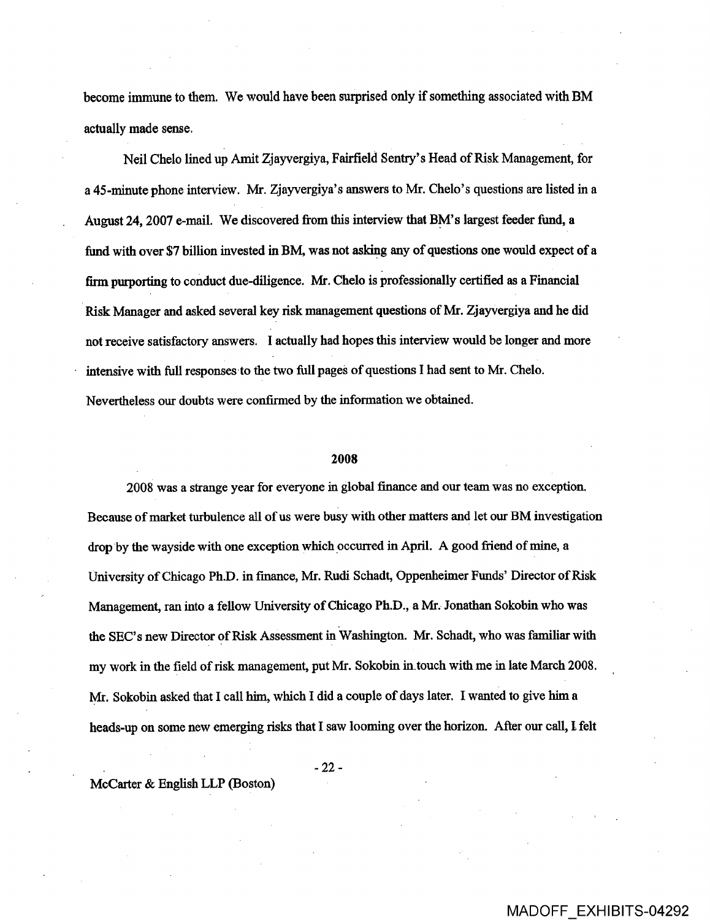become immune to them. We would have been surprised only if something associated with BM actually made sense.

Neil Chelo lined up Amit Zjayvergiya, Fairfield Sentry's Head of Risk Management, for a 45-minute phone interview. Mr. Zjayvergiya's answers to Mr. Chelo's questions are listed in a August 24, 2007 e-mail. We discovered from this interview that BM's largest feeder fund, a fund with over $7 billion invested in BM, was not asking any of questions one would expect of a firm purporting to conduct due-diligence. Mr. Chelo is professionally certified as a Financial Risk Manager and asked several key risk management questions of Mr. Zjayvergiya and he did not receive satisfactory answers. I actually had hopes this interview would be longer and more intensive with full responses to the two full pages of questions I had sent to Mr. Chelo. Nevertheless our doubts were confirmed by the information we obtained.

## 2008

2008 was a strange year for everyone in global finance and our team was no exception. Because of market turbulence all of us were busy with other matters and let our BM investigation drop by the wayside with one exception which occurred in April. A good friend of mine, a University of Chicago Ph.D. in finance, Mr. Rudi Schadt, Oppenheimer Funds' Director of Risk Management, ran into a fellow University of Chicago Ph.D., a Mr. Jonathan Sokobin who was the SEC's new Director of Risk Assessment in Washington. Mr. Schadt, who was familiar with my work in the field of risk management, put Mr. Sokobin in touch with me in late March 2008. Mr. Sokobin asked that I call him, which I did a couple of days later. I wanted to give him a heads-up on some new emerging risks that I saw looming over the horizon. After our call, I felt

McCarter & English LLP (Boston)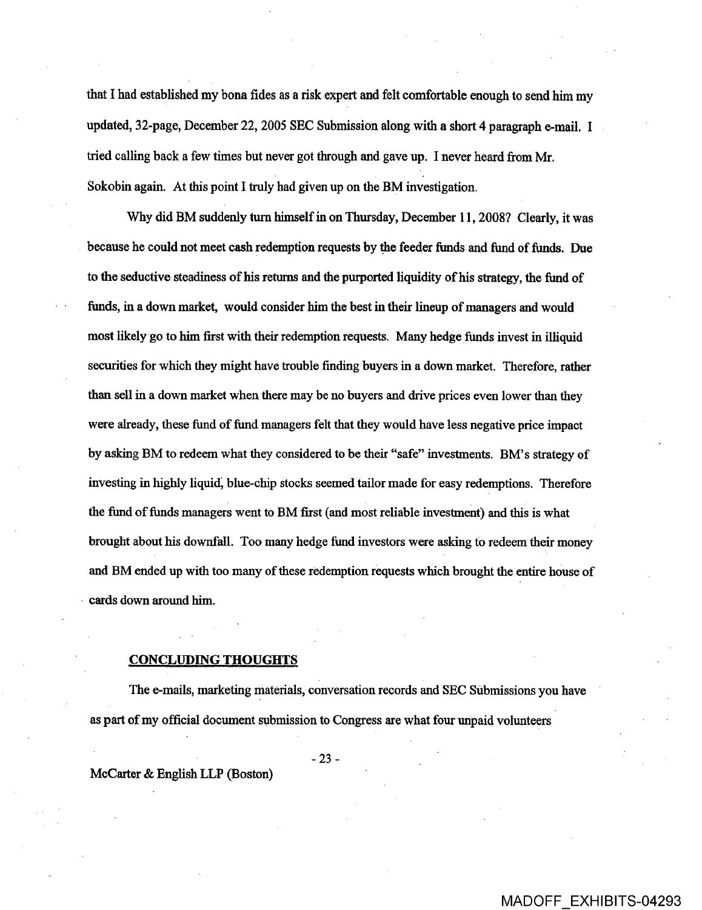that I had established my bona fides as a risk expert and felt comfortable enough to send him my updated, 32-page, December 22, 2005 SEC Submission along with a short 4 paragraph e-mail. I tried calling back a few times but never got through and gave up. I never heard from Mr. Sokobin again. At this point I truly had given up on the BM investigation.

Why did BM suddenly turn himself in on Thursday, December 11, 2008? Clearly, it was because he could not meet cash redemption requests by the feeder funds and fund of funds. Due to the seductive steadiness of his returns and the purported liquidity of his strategy, the fund of funds, in a down market, would consider him the best in their lineup of managers and would most likely go to him first with their redemption requests. Many hedge funds invest in illiquid securities for which they might have trouble finding buyers in a down market. Therefore, rather than sell in a down market when there may be no buyers and drive prices even lower than they were already, these fund of fund managers felt that they would have less negative price impact by asking BM to redeem what they considered to be their "safe" investments. BM's strategy of investing in highly liquid, blue-chip stocks seemed tailor made for easy redemptions. Therefore the fund of funds managers went to BM first (and most reliable investment) and this is what brought about his downfall. Too many hedge fund investors were asking to redeem their money and BM ended up with too many of these redemption requests which brought the entire house of cards down around him.

## CONCLUDING THOUGHTS

The e-mails, marketing materials, conversation records and SEC Submissions you have as part of my official document submission to Congress are what four unpaid volunteers

McCarter & English LLP (Boston)

MADOFF_EXHIBITS-04293